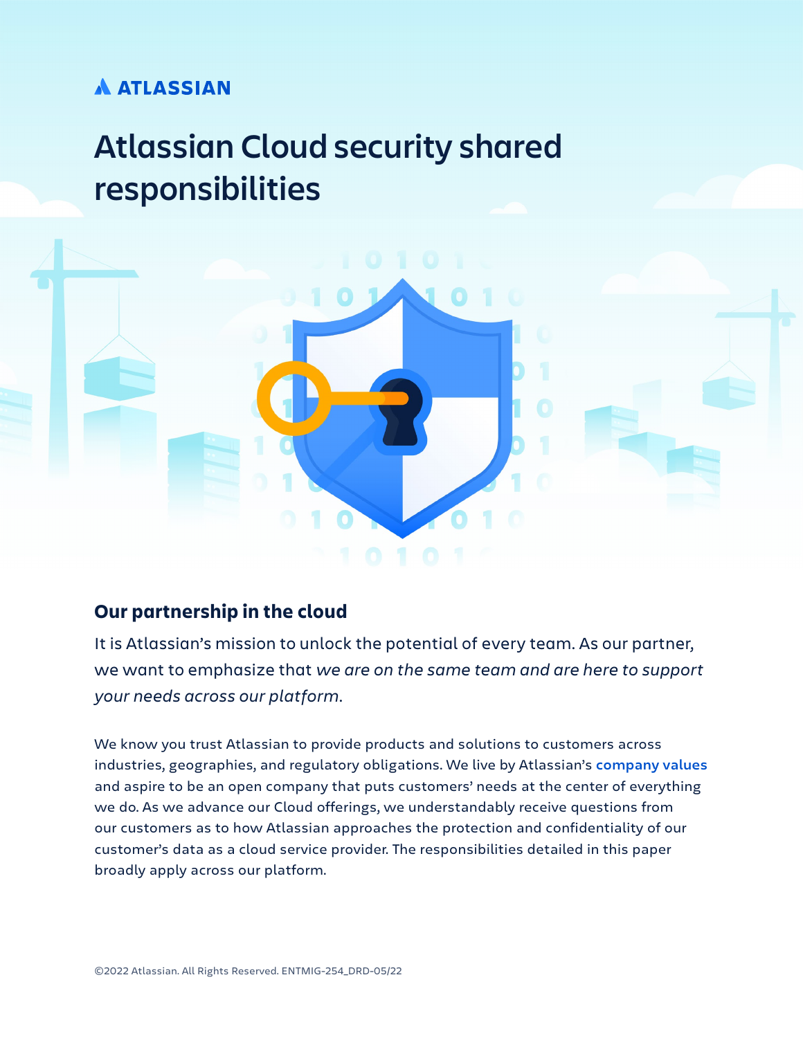ATLASSIAN

# Atlassian Cloud security shared responsibilities

## Our partnership in the cloud

It is Atlassian's mission to unlock the potential of every team. As our partner, we want to emphasize that *we are on the same team and are here to support your needs across our platform.*

We know you trust Atlassian to provide products and solutions to customers across industries, geographies, and regulatory obligations. We live by Atlassian's **company values** and aspire to be an open company that puts customers' needs at the center of everything we do. As we advance our Cloud offerings, we understandably receive questions from our customers as to how Atlassian approaches the protection and confidentiality of our customer's data as a cloud service provider. The responsibilities detailed in this paper broadly apply across our platform.

©2022 Atlassian. All Rights Reserved. ENTMIG-254_DRD-05/22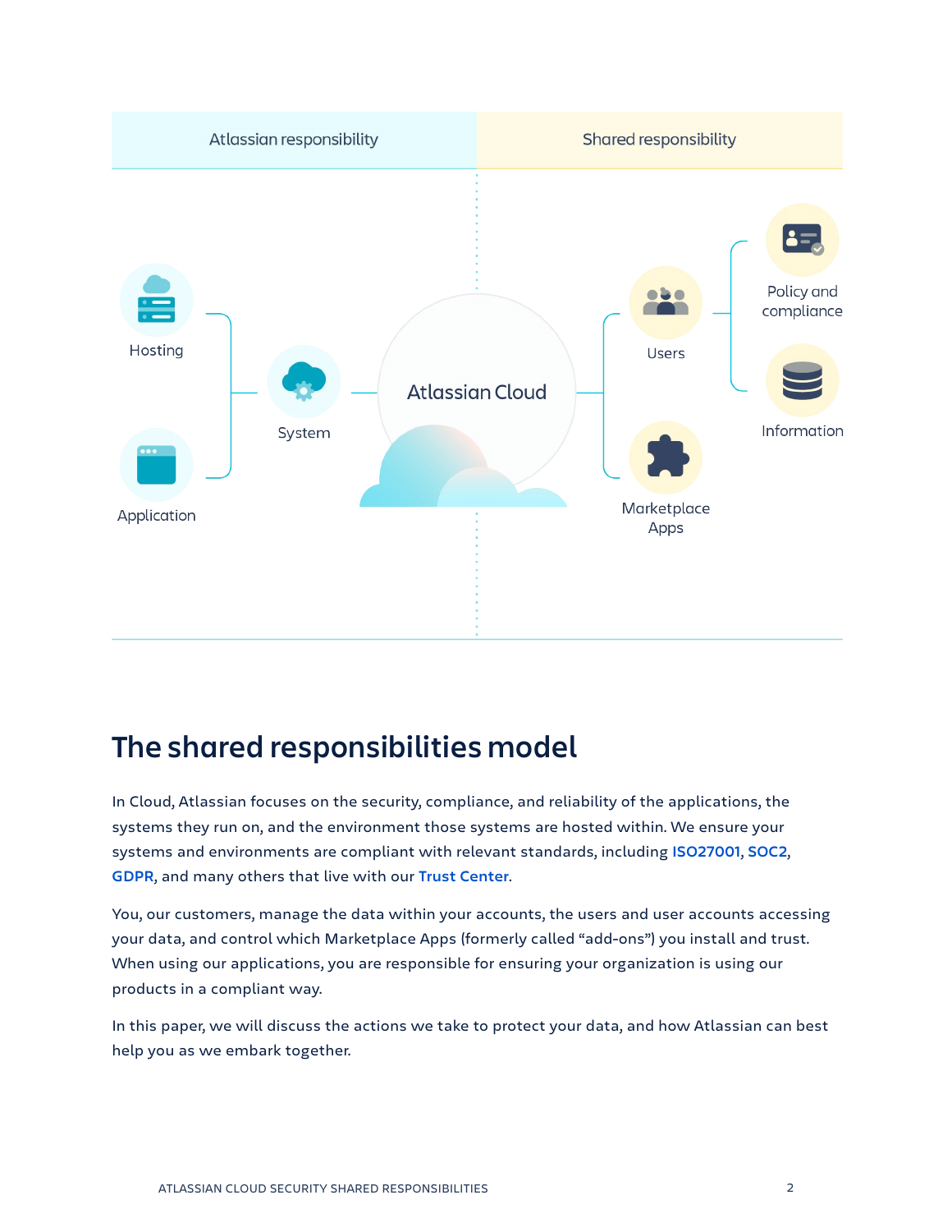| Atlassian responsibility | Shared responsibility |
| --- | --- |
| Hosting, Application, System | Users, Policy and compliance, Information, Marketplace Apps |

Atlassian Cloud

## The shared responsibilities model

In Cloud, Atlassian focuses on the security, compliance, and reliability of the applications, the systems they run on, and the environment those systems are hosted within. We ensure your systems and environments are compliant with relevant standards, including **ISO27001**, **SOC2**, **GDPR**, and many others that live with our **Trust Center**.

You, our customers, manage the data within your accounts, the users and user accounts accessing your data, and control which Marketplace Apps (formerly called "add-ons") you install and trust. When using our applications, you are responsible for ensuring your organization is using our products in a compliant way.

In this paper, we will discuss the actions we take to protect your data, and how Atlassian can best help you as we embark together.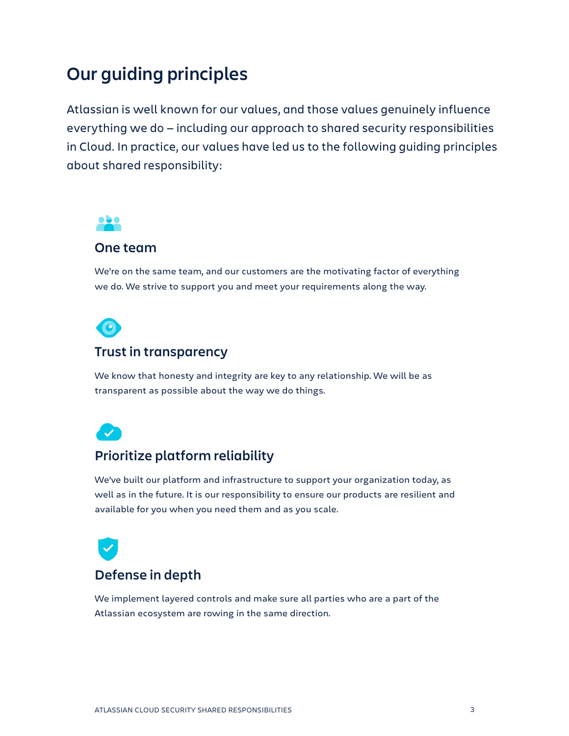# Our guiding principles

Atlassian is well known for our values, and those values genuinely influence everything we do – including our approach to shared security responsibilities in Cloud. In practice, our values have led us to the following guiding principles about shared responsibility:

### One team

We're on the same team, and our customers are the motivating factor of everything we do. We strive to support you and meet your requirements along the way.

### Trust in transparency

We know that honesty and integrity are key to any relationship. We will be as transparent as possible about the way we do things.

### Prioritize platform reliability

We've built our platform and infrastructure to support your organization today, as well as in the future. It is our responsibility to ensure our products are resilient and available for you when you need them and as you scale.

### Defense in depth

We implement layered controls and make sure all parties who are a part of the Atlassian ecosystem are rowing in the same direction.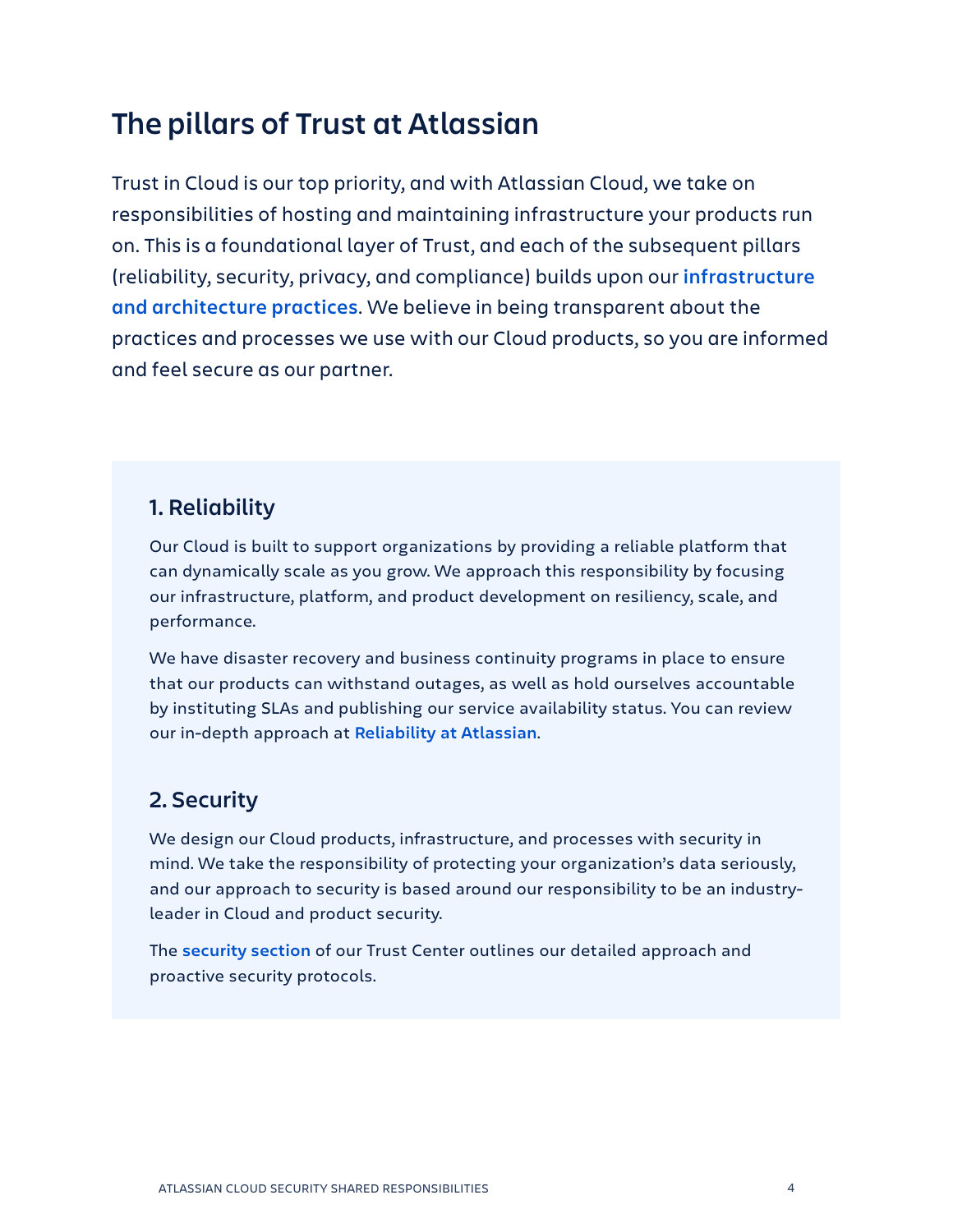# The pillars of Trust at Atlassian

Trust in Cloud is our top priority, and with Atlassian Cloud, we take on responsibilities of hosting and maintaining infrastructure your products run on. This is a foundational layer of Trust, and each of the subsequent pillars (reliability, security, privacy, and compliance) builds upon our **infrastructure and architecture practices**. We believe in being transparent about the practices and processes we use with our Cloud products, so you are informed and feel secure as our partner.

## 1. Reliability

Our Cloud is built to support organizations by providing a reliable platform that can dynamically scale as you grow. We approach this responsibility by focusing our infrastructure, platform, and product development on resiliency, scale, and performance.

We have disaster recovery and business continuity programs in place to ensure that our products can withstand outages, as well as hold ourselves accountable by instituting SLAs and publishing our service availability status. You can review our in-depth approach at **Reliability at Atlassian**.

## 2. Security

We design our Cloud products, infrastructure, and processes with security in mind. We take the responsibility of protecting your organization's data seriously, and our approach to security is based around our responsibility to be an industry-leader in Cloud and product security.

The **security section** of our Trust Center outlines our detailed approach and proactive security protocols.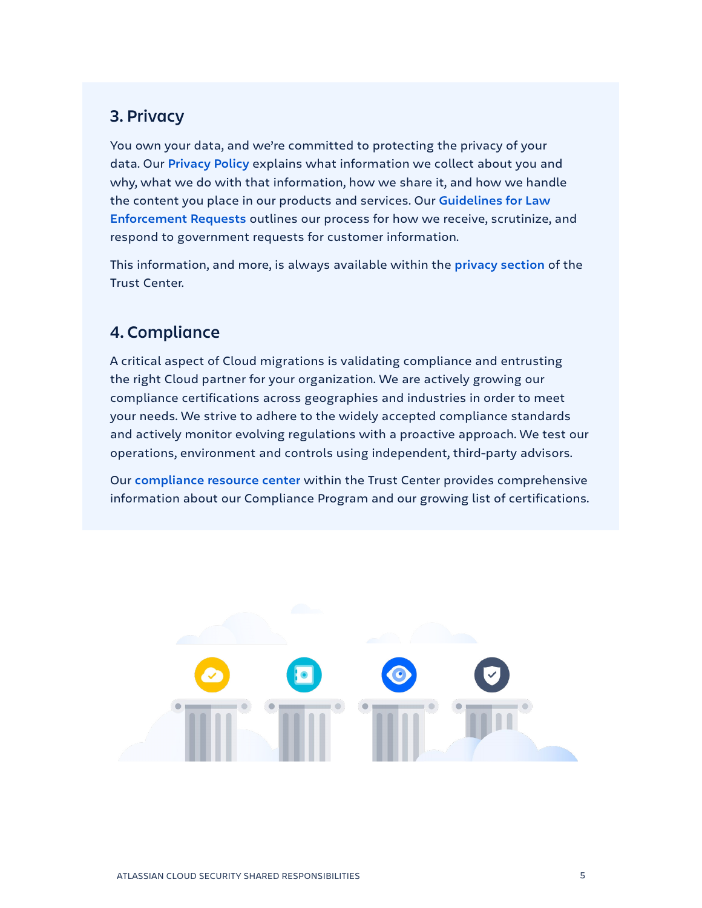## 3. Privacy

You own your data, and we're committed to protecting the privacy of your data. Our **Privacy Policy** explains what information we collect about you and why, what we do with that information, how we share it, and how we handle the content you place in our products and services. Our **Guidelines for Law Enforcement Requests** outlines our process for how we receive, scrutinize, and respond to government requests for customer information.

This information, and more, is always available within the **privacy section** of the Trust Center.

## 4. Compliance

A critical aspect of Cloud migrations is validating compliance and entrusting the right Cloud partner for your organization. We are actively growing our compliance certifications across geographies and industries in order to meet your needs. We strive to adhere to the widely accepted compliance standards and actively monitor evolving regulations with a proactive approach. We test our operations, environment and controls using independent, third-party advisors.

Our **compliance resource center** within the Trust Center provides comprehensive information about our Compliance Program and our growing list of certifications.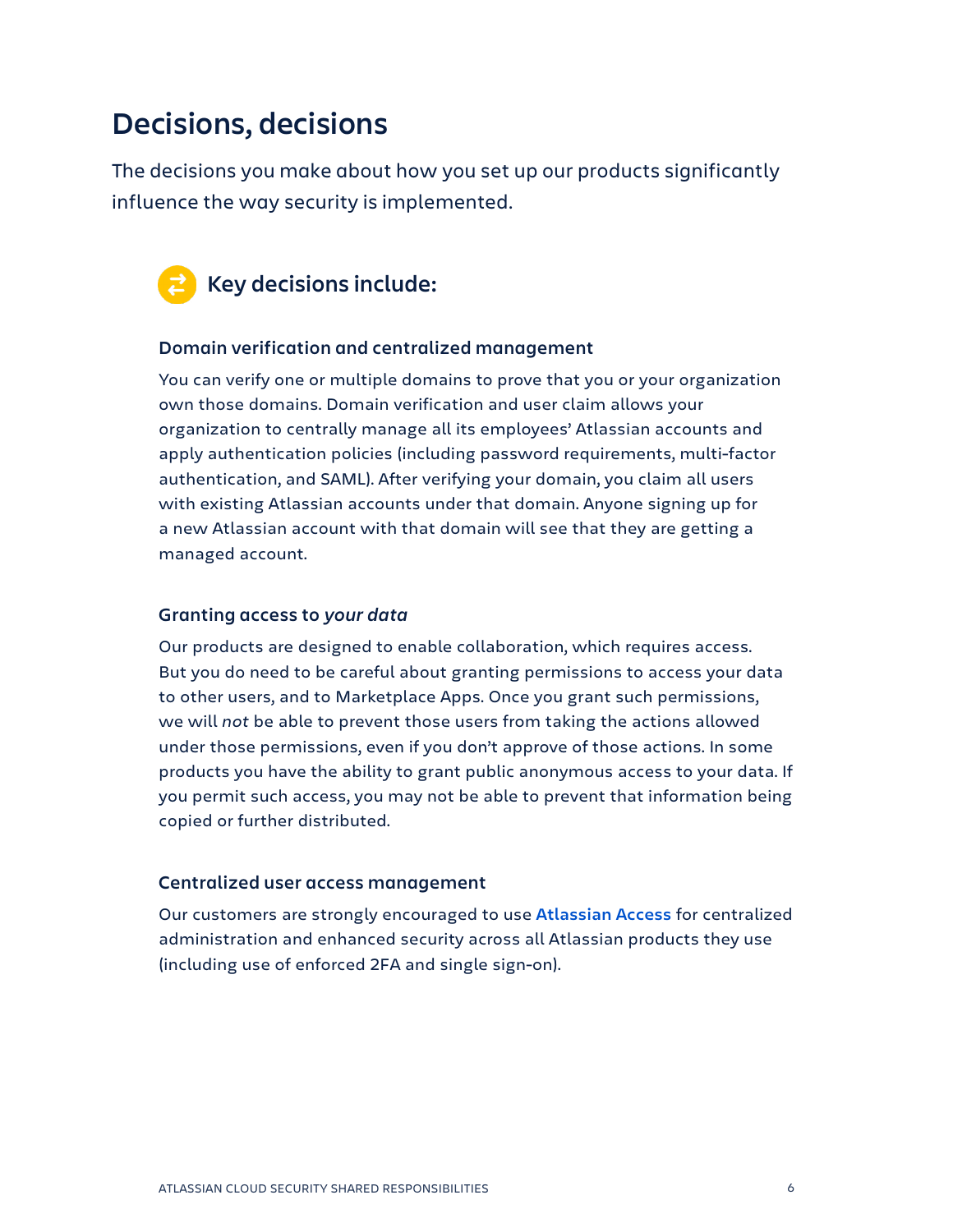# Decisions, decisions

The decisions you make about how you set up our products significantly influence the way security is implemented.

## Key decisions include:

### Domain verification and centralized management

You can verify one or multiple domains to prove that you or your organization own those domains. Domain verification and user claim allows your organization to centrally manage all its employees' Atlassian accounts and apply authentication policies (including password requirements, multi-factor authentication, and SAML). After verifying your domain, you claim all users with existing Atlassian accounts under that domain. Anyone signing up for a new Atlassian account with that domain will see that they are getting a managed account.

### Granting access to *your data*

Our products are designed to enable collaboration, which requires access. But you do need to be careful about granting permissions to access your data to other users, and to Marketplace Apps. Once you grant such permissions, we will *not* be able to prevent those users from taking the actions allowed under those permissions, even if you don't approve of those actions. In some products you have the ability to grant public anonymous access to your data. If you permit such access, you may not be able to prevent that information being copied or further distributed.

### Centralized user access management

Our customers are strongly encouraged to use Atlassian Access for centralized administration and enhanced security across all Atlassian products they use (including use of enforced 2FA and single sign-on).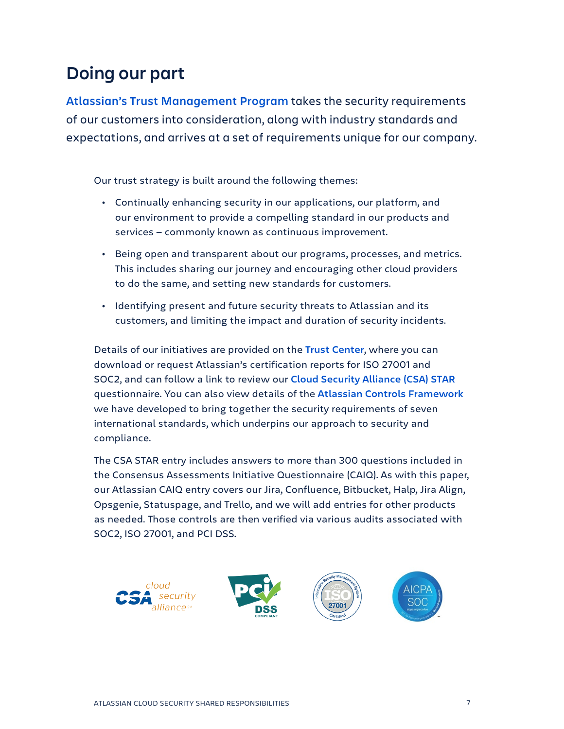# Doing our part

**Atlassian's Trust Management Program** takes the security requirements of our customers into consideration, along with industry standards and expectations, and arrives at a set of requirements unique for our company.

Our trust strategy is built around the following themes:

- Continually enhancing security in our applications, our platform, and our environment to provide a compelling standard in our products and services – commonly known as continuous improvement.
- Being open and transparent about our programs, processes, and metrics. This includes sharing our journey and encouraging other cloud providers to do the same, and setting new standards for customers.
- Identifying present and future security threats to Atlassian and its customers, and limiting the impact and duration of security incidents.

Details of our initiatives are provided on the **Trust Center**, where you can download or request Atlassian's certification reports for ISO 27001 and SOC2, and can follow a link to review our **Cloud Security Alliance (CSA) STAR** questionnaire. You can also view details of the **Atlassian Controls Framework** we have developed to bring together the security requirements of seven international standards, which underpins our approach to security and compliance.

The CSA STAR entry includes answers to more than 300 questions included in the Consensus Assessments Initiative Questionnaire (CAIQ). As with this paper, our Atlassian CAIQ entry covers our Jira, Confluence, Bitbucket, Halp, Jira Align, Opsgenie, Statuspage, and Trello, and we will add entries for other products as needed. Those controls are then verified via various audits associated with SOC2, ISO 27001, and PCI DSS.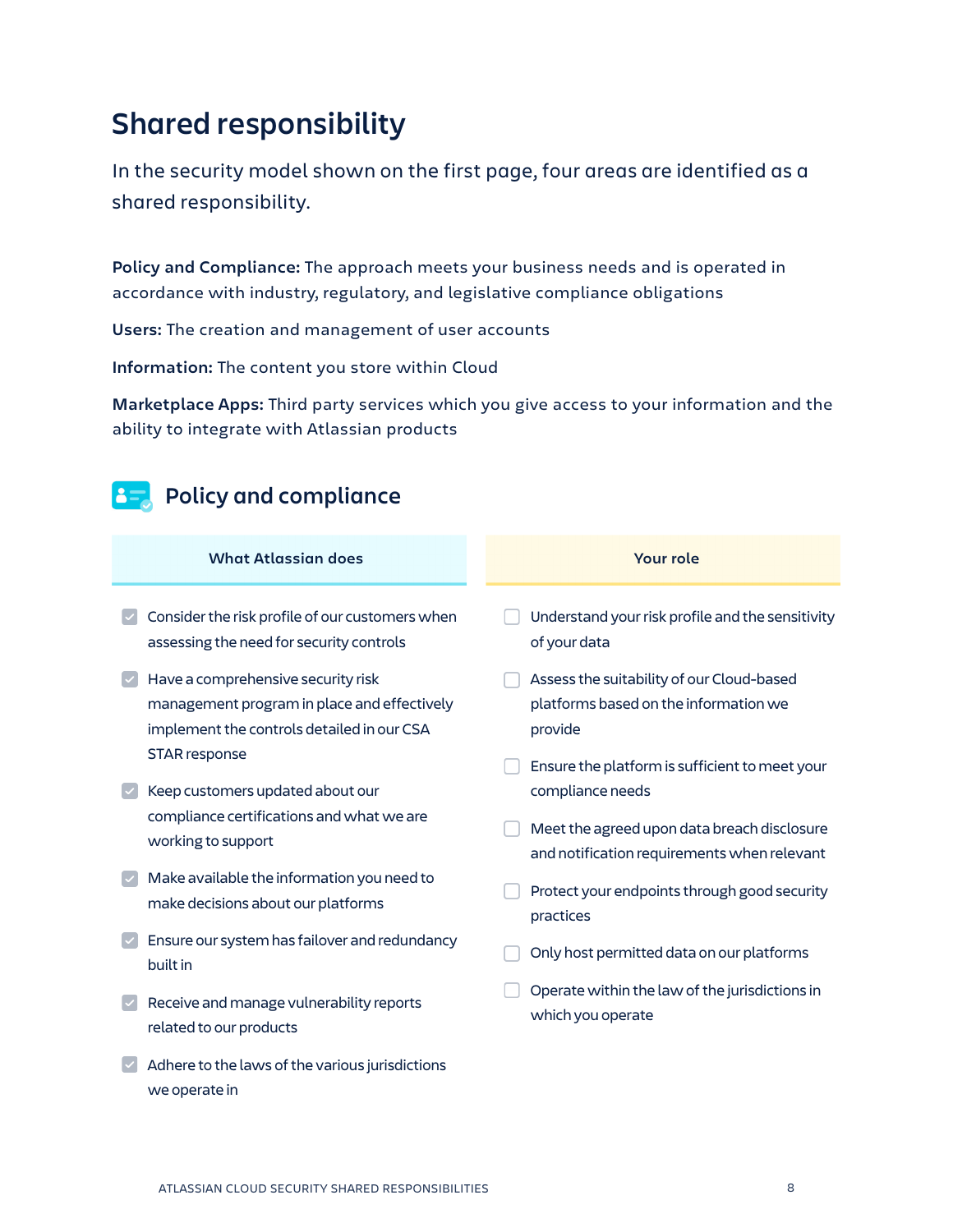# Shared responsibility

In the security model shown on the first page, four areas are identified as a shared responsibility.

**Policy and Compliance:** The approach meets your business needs and is operated in accordance with industry, regulatory, and legislative compliance obligations

**Users:** The creation and management of user accounts

**Information:** The content you store within Cloud

**Marketplace Apps:** Third party services which you give access to your information and the ability to integrate with Atlassian products

## Policy and compliance

| What Atlassian does | Your role |
| --- | --- |
| ☑ Consider the risk profile of our customers when assessing the need for security controls | ☐ Understand your risk profile and the sensitivity of your data |
| ☑ Have a comprehensive security risk management program in place and effectively implement the controls detailed in our CSA STAR response | ☐ Assess the suitability of our Cloud-based platforms based on the information we provide |
| ☑ Keep customers updated about our compliance certifications and what we are working to support | ☐ Ensure the platform is sufficient to meet your compliance needs |
| ☑ Make available the information you need to make decisions about our platforms | ☐ Meet the agreed upon data breach disclosure and notification requirements when relevant |
| ☑ Ensure our system has failover and redundancy built in | ☐ Protect your endpoints through good security practices |
| ☑ Receive and manage vulnerability reports related to our products | ☐ Only host permitted data on our platforms |
| ☑ Adhere to the laws of the various jurisdictions we operate in | ☐ Operate within the law of the jurisdictions in which you operate |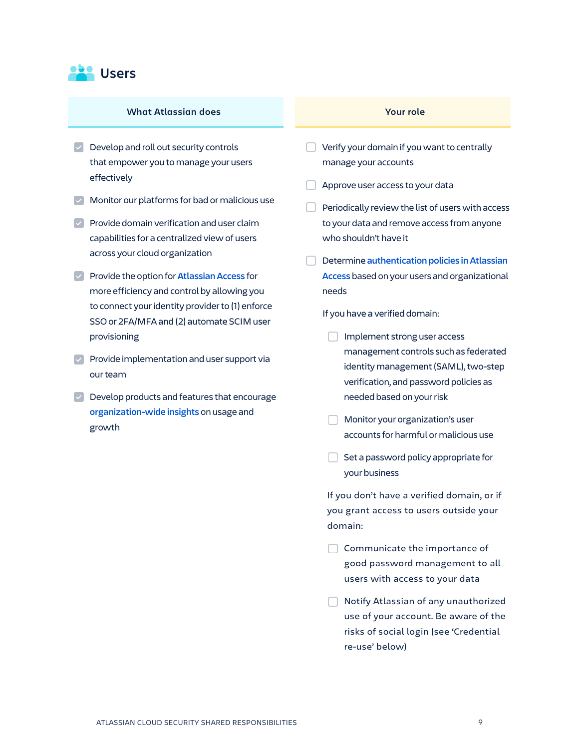## Users

### What Atlassian does

- [x] Develop and roll out security controls that empower you to manage your users effectively
- [x] Monitor our platforms for bad or malicious use
- [x] Provide domain verification and user claim capabilities for a centralized view of users across your cloud organization
- [x] Provide the option for Atlassian Access for more efficiency and control by allowing you to connect your identity provider to (1) enforce SSO or 2FA/MFA and (2) automate SCIM user provisioning
- [x] Provide implementation and user support via our team
- [x] Develop products and features that encourage organization-wide insights on usage and growth

### Your role

- [ ] Verify your domain if you want to centrally manage your accounts
- [ ] Approve user access to your data
- [ ] Periodically review the list of users with access to your data and remove access from anyone who shouldn't have it
- [ ] Determine authentication policies in Atlassian Access based on your users and organizational needs

If you have a verified domain:

- [ ] Implement strong user access management controls such as federated identity management (SAML), two-step verification, and password policies as needed based on your risk
- [ ] Monitor your organization's user accounts for harmful or malicious use
- [ ] Set a password policy appropriate for your business

If you don't have a verified domain, or if you grant access to users outside your domain:

- [ ] Communicate the importance of good password management to all users with access to your data
- [ ] Notify Atlassian of any unauthorized use of your account. Be aware of the risks of social login (see 'Credential re-use' below)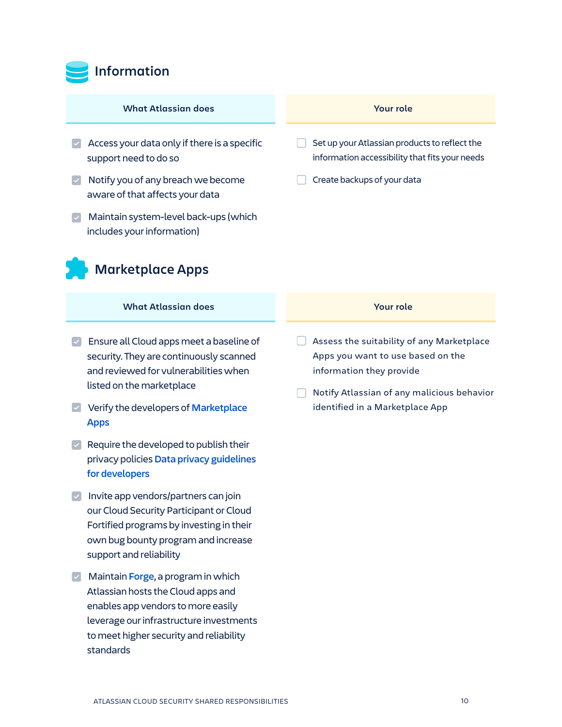## Information

| What Atlassian does | Your role |
| --- | --- |
| ☑ Access your data only if there is a specific support need to do so | ☐ Set up your Atlassian products to reflect the information accessibility that fits your needs |
| ☑ Notify you of any breach we become aware of that affects your data | ☐ Create backups of your data |
| ☑ Maintain system-level back-ups (which includes your information) | |

## Marketplace Apps

| What Atlassian does | Your role |
| --- | --- |
| ☑ Ensure all Cloud apps meet a baseline of security. They are continuously scanned and reviewed for vulnerabilities when listed on the marketplace | ☐ Assess the suitability of any Marketplace Apps you want to use based on the information they provide |
| ☑ Verify the developers of Marketplace Apps | ☐ Notify Atlassian of any malicious behavior identified in a Marketplace App |
| ☑ Require the developed to publish their privacy policies Data privacy guidelines for developers | |
| ☑ Invite app vendors/partners can join our Cloud Security Participant or Cloud Fortified programs by investing in their own bug bounty program and increase support and reliability | |
| ☑ Maintain Forge, a program in which Atlassian hosts the Cloud apps and enables app vendors to more easily leverage our infrastructure investments to meet higher security and reliability standards | |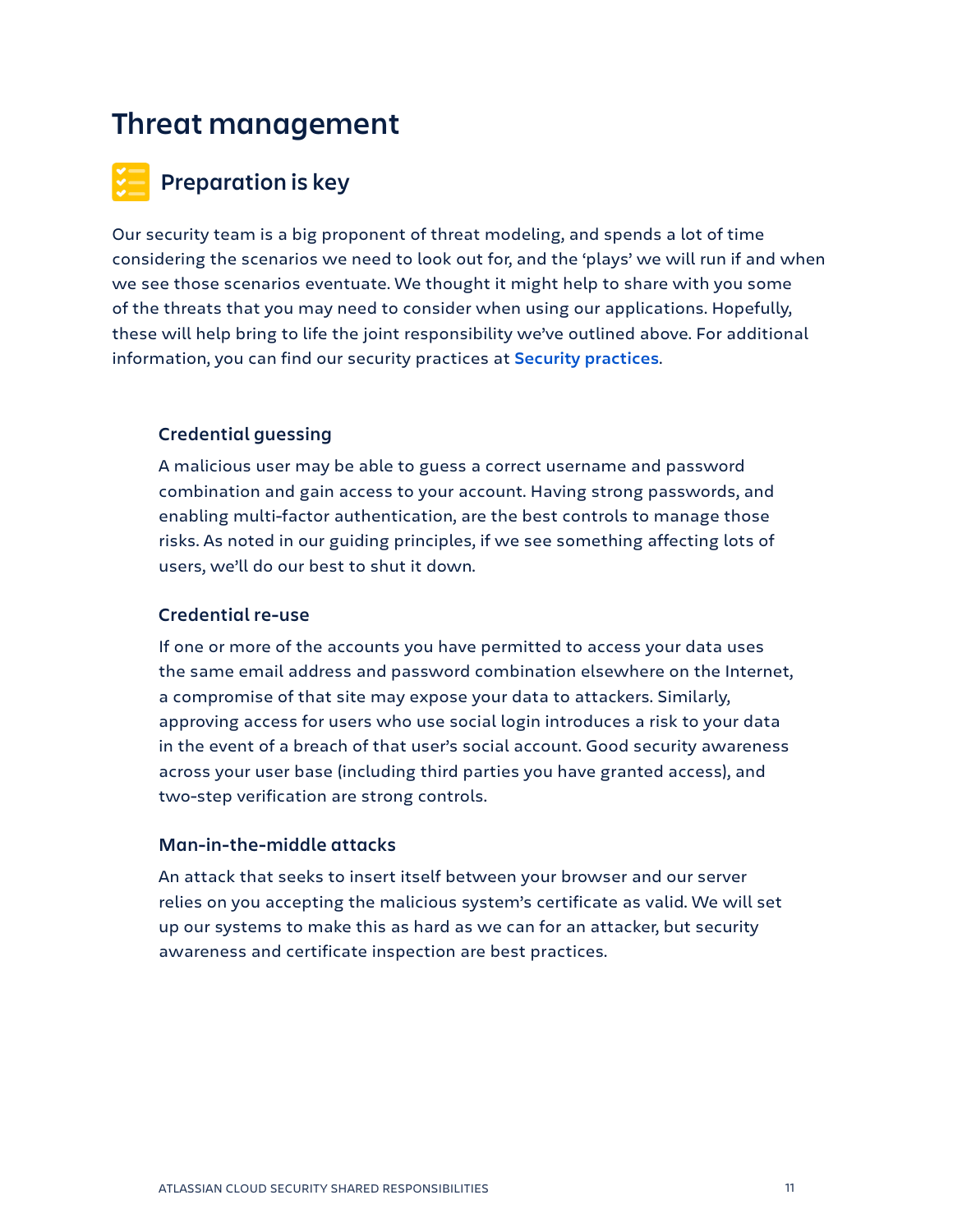# Threat management

## Preparation is key

Our security team is a big proponent of threat modeling, and spends a lot of time considering the scenarios we need to look out for, and the 'plays' we will run if and when we see those scenarios eventuate. We thought it might help to share with you some of the threats that you may need to consider when using our applications. Hopefully, these will help bring to life the joint responsibility we've outlined above. For additional information, you can find our security practices at **Security practices**.

### Credential guessing

A malicious user may be able to guess a correct username and password combination and gain access to your account. Having strong passwords, and enabling multi-factor authentication, are the best controls to manage those risks. As noted in our guiding principles, if we see something affecting lots of users, we'll do our best to shut it down.

### Credential re-use

If one or more of the accounts you have permitted to access your data uses the same email address and password combination elsewhere on the Internet, a compromise of that site may expose your data to attackers. Similarly, approving access for users who use social login introduces a risk to your data in the event of a breach of that user's social account. Good security awareness across your user base (including third parties you have granted access), and two-step verification are strong controls.

### Man-in-the-middle attacks

An attack that seeks to insert itself between your browser and our server relies on you accepting the malicious system's certificate as valid. We will set up our systems to make this as hard as we can for an attacker, but security awareness and certificate inspection are best practices.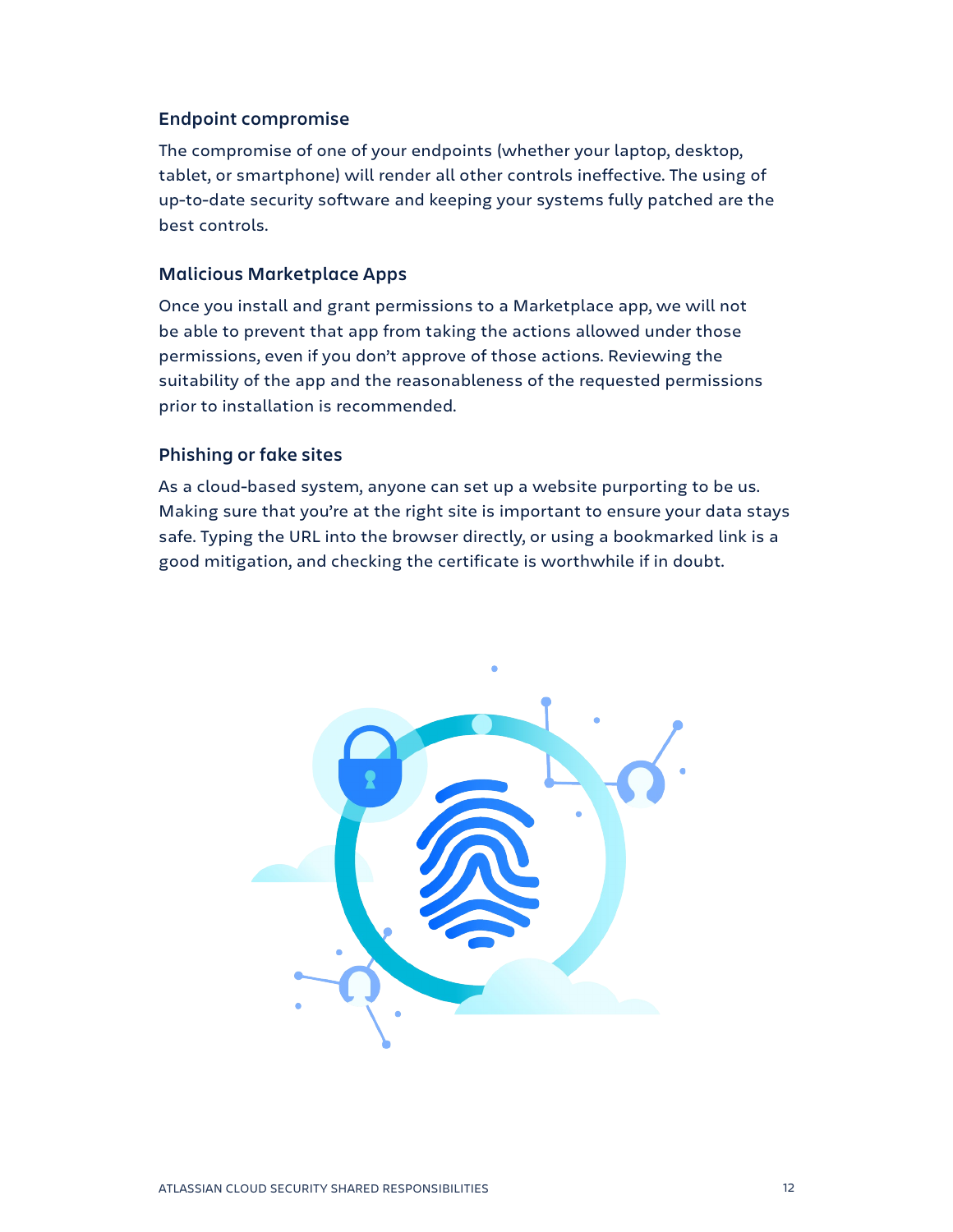### Endpoint compromise

The compromise of one of your endpoints (whether your laptop, desktop, tablet, or smartphone) will render all other controls ineffective. The using of up-to-date security software and keeping your systems fully patched are the best controls.

### Malicious Marketplace Apps

Once you install and grant permissions to a Marketplace app, we will not be able to prevent that app from taking the actions allowed under those permissions, even if you don't approve of those actions. Reviewing the suitability of the app and the reasonableness of the requested permissions prior to installation is recommended.

### Phishing or fake sites

As a cloud-based system, anyone can set up a website purporting to be us. Making sure that you're at the right site is important to ensure your data stays safe. Typing the URL into the browser directly, or using a bookmarked link is a good mitigation, and checking the certificate is worthwhile if in doubt.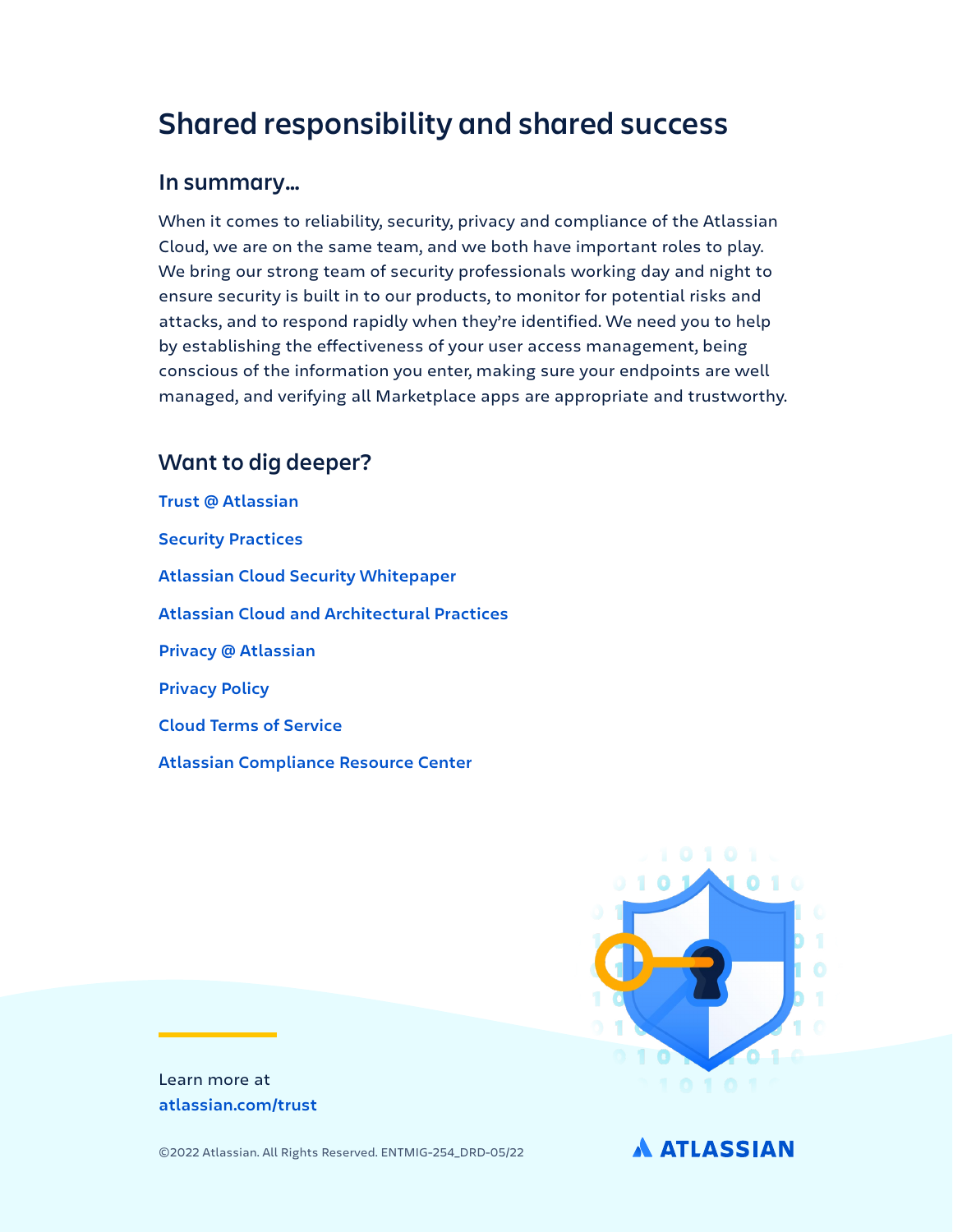# Shared responsibility and shared success

## In summary...

When it comes to reliability, security, privacy and compliance of the Atlassian Cloud, we are on the same team, and we both have important roles to play. We bring our strong team of security professionals working day and night to ensure security is built in to our products, to monitor for potential risks and attacks, and to respond rapidly when they're identified. We need you to help by establishing the effectiveness of your user access management, being conscious of the information you enter, making sure your endpoints are well managed, and verifying all Marketplace apps are appropriate and trustworthy.

## Want to dig deeper?

Trust @ Atlassian

Security Practices

Atlassian Cloud Security Whitepaper

Atlassian Cloud and Architectural Practices

Privacy @ Atlassian

Privacy Policy

Cloud Terms of Service

Atlassian Compliance Resource Center

Learn more at
**atlassian.com/trust**

©2022 Atlassian. All Rights Reserved. ENTMIG-254_DRD-05/22

ATLASSIAN